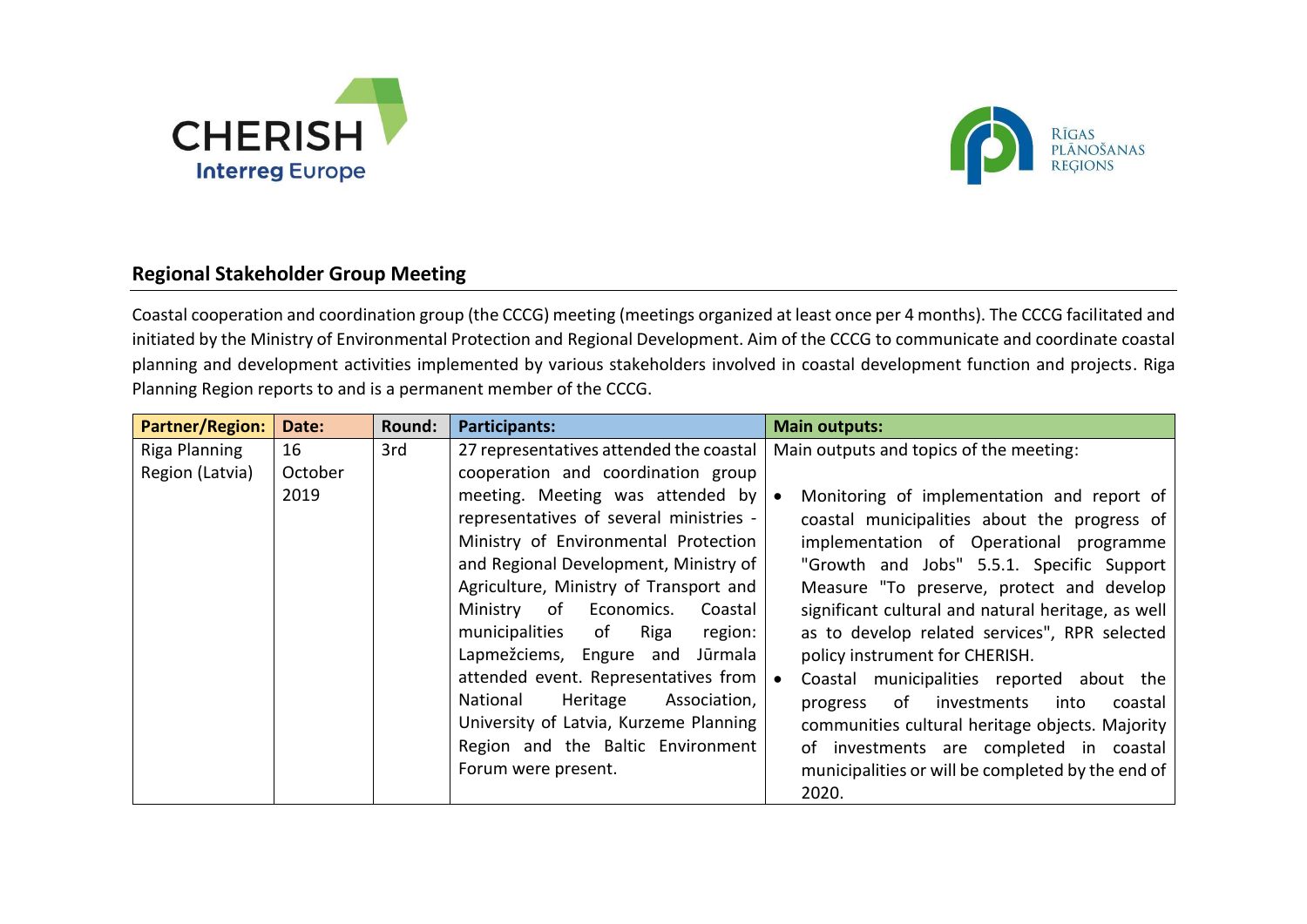## Regional Stakeholder Group Meeting

Coastal cooperation and coordination group (the CCCG) meeting (meetings organized at least once per 4 months). The CCCG facilitated and initiated by the Ministry of Environmental Protection and Regional Development. Aim of the CCCG to communicate and coordinate coastal planning and development activities implemented by various stakeholders involved in coastal development function and projects. Riga Planning Region reports to and is a permanent member of the CCCG.

| Partner/Region: | Date: | Round: | Participants: | Main outputs: |
|---|---|---|---|---|
| Riga Planning Region (Latvia) | 16 October 2019 | 3rd | 27 representatives attended the coastal cooperation and coordination group meeting. Meeting was attended by representatives of several ministries - Ministry of Environmental Protection and Regional Development, Ministry of Agriculture, Ministry of Transport and Ministry of Economics. Coastal municipalities of Riga region: Lapmežciems, Engure and Jūrmala attended event. Representatives from National Heritage Association, University of Latvia, Kurzeme Planning Region and the Baltic Environment Forum were present. | Main outputs and topics of the meeting:<br><br>• Monitoring of implementation and report of coastal municipalities about the progress of implementation of Operational programme "Growth and Jobs" 5.5.1. Specific Support Measure "To preserve, protect and develop significant cultural and natural heritage, as well as to develop related services", RPR selected policy instrument for CHERISH.<br>• Coastal municipalities reported about the progress of investments into coastal communities cultural heritage objects. Majority of investments are completed in coastal municipalities or will be completed by the end of 2020. |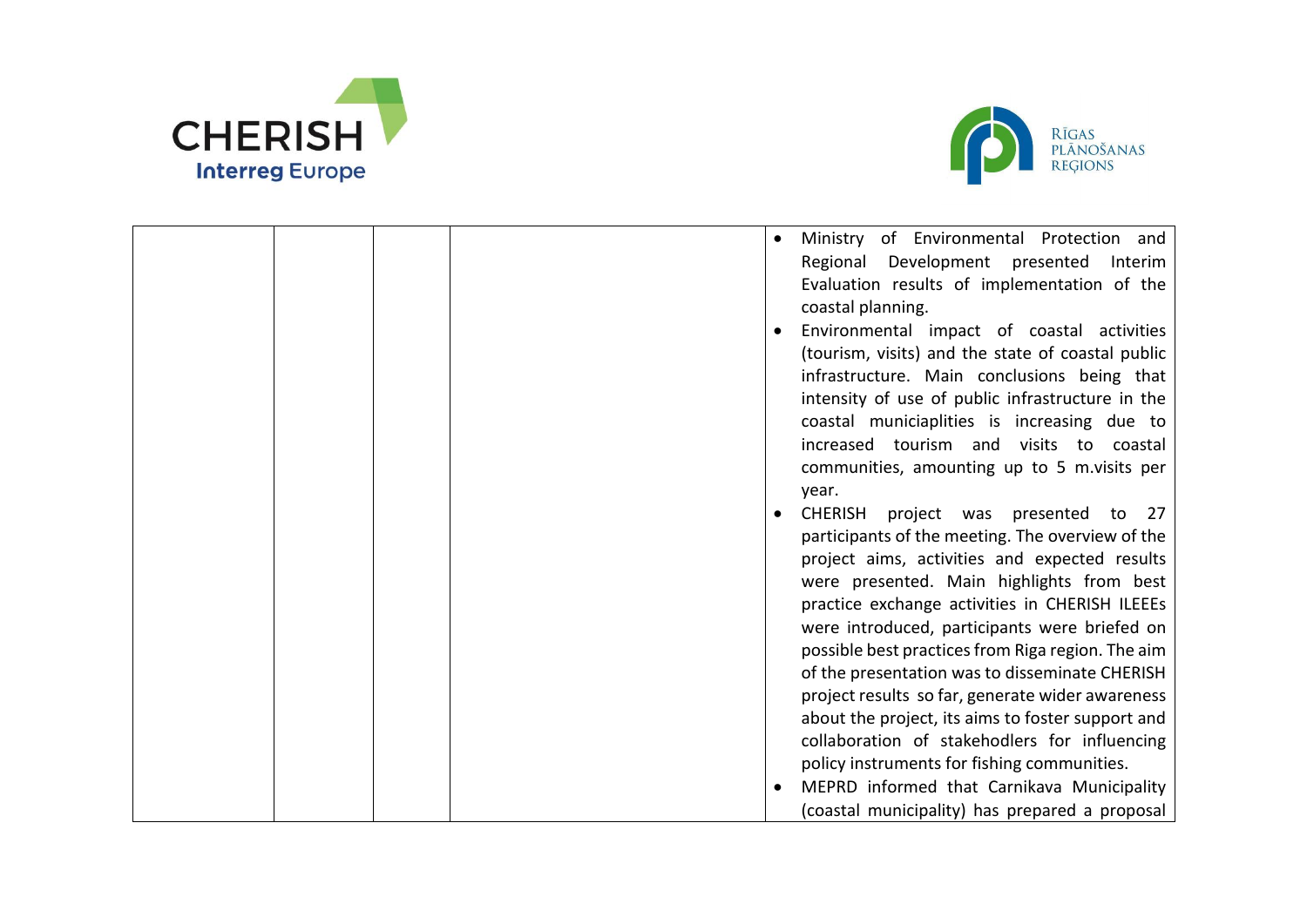| | | | | <ul><li>Ministry of Environmental Protection and Regional Development presented Interim Evaluation results of implementation of the coastal planning.</li><li>Environmental impact of coastal activities (tourism, visits) and the state of coastal public infrastructure. Main conclusions being that intensity of use of public infrastructure in the coastal municiaplities is increasing due to increased tourism and visits to coastal communities, amounting up to 5 m.visits per year.</li><li>CHERISH project was presented to 27 participants of the meeting. The overview of the project aims, activities and expected results were presented. Main highlights from best practice exchange activities in CHERISH ILEEEs were introduced, participants were briefed on possible best practices from Riga region. The aim of the presentation was to disseminate CHERISH project results so far, generate wider awareness about the project, its aims to foster support and collaboration of stakehodlers for influencing policy instruments for fishing communities.</li><li>MEPRD informed that Carnikava Municipality (coastal municipality) has prepared a proposal</li></ul> |
|---|---|---|---|---|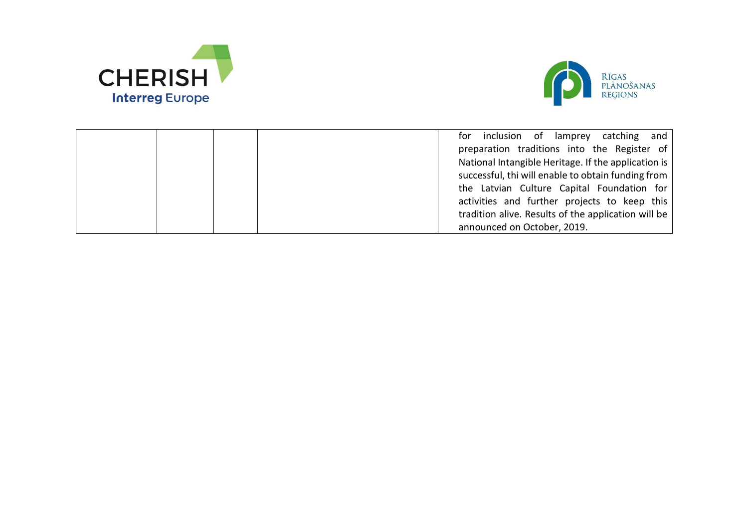|  |  |  |  |  |
|---|---|---|---|---|
|  |  |  |  | for inclusion of lamprey catching and preparation traditions into the Register of National Intangible Heritage. If the application is successful, thi will enable to obtain funding from the Latvian Culture Capital Foundation for activities and further projects to keep this tradition alive. Results of the application will be announced on October, 2019. |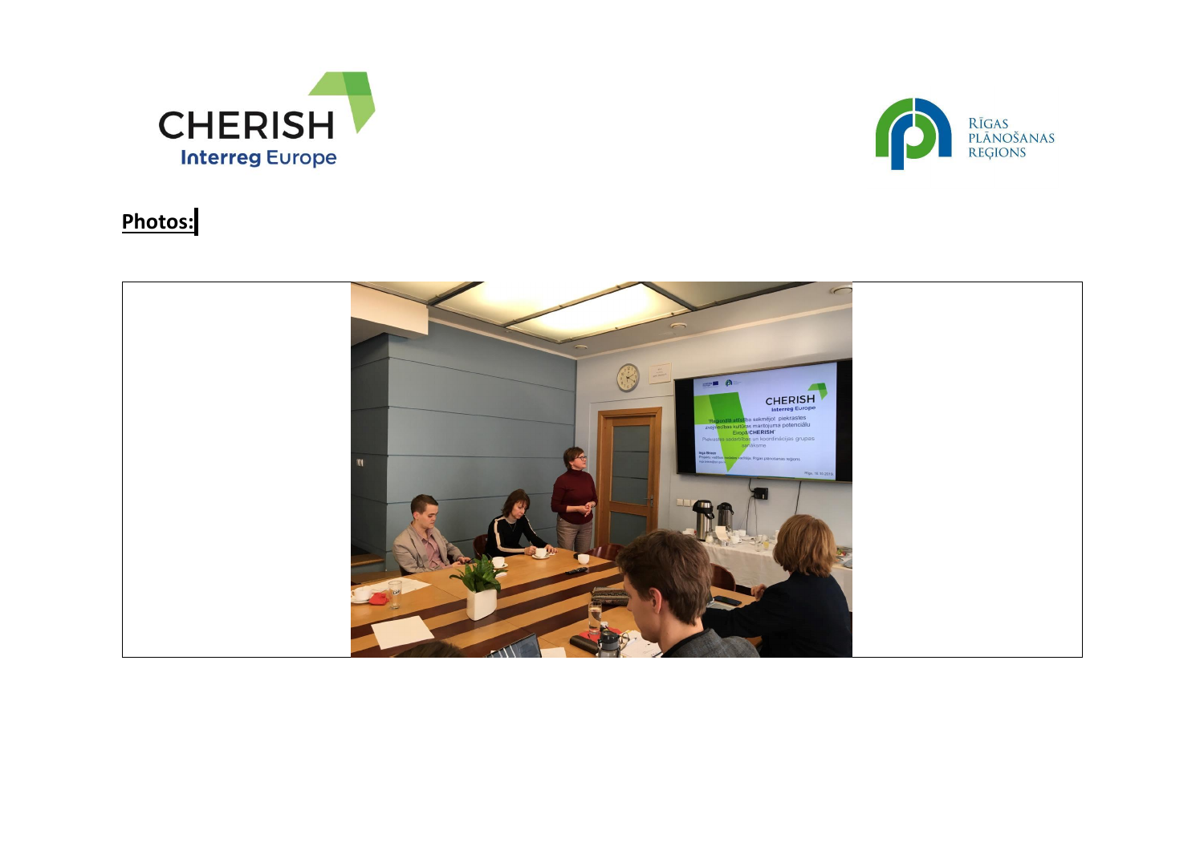**Photos:**